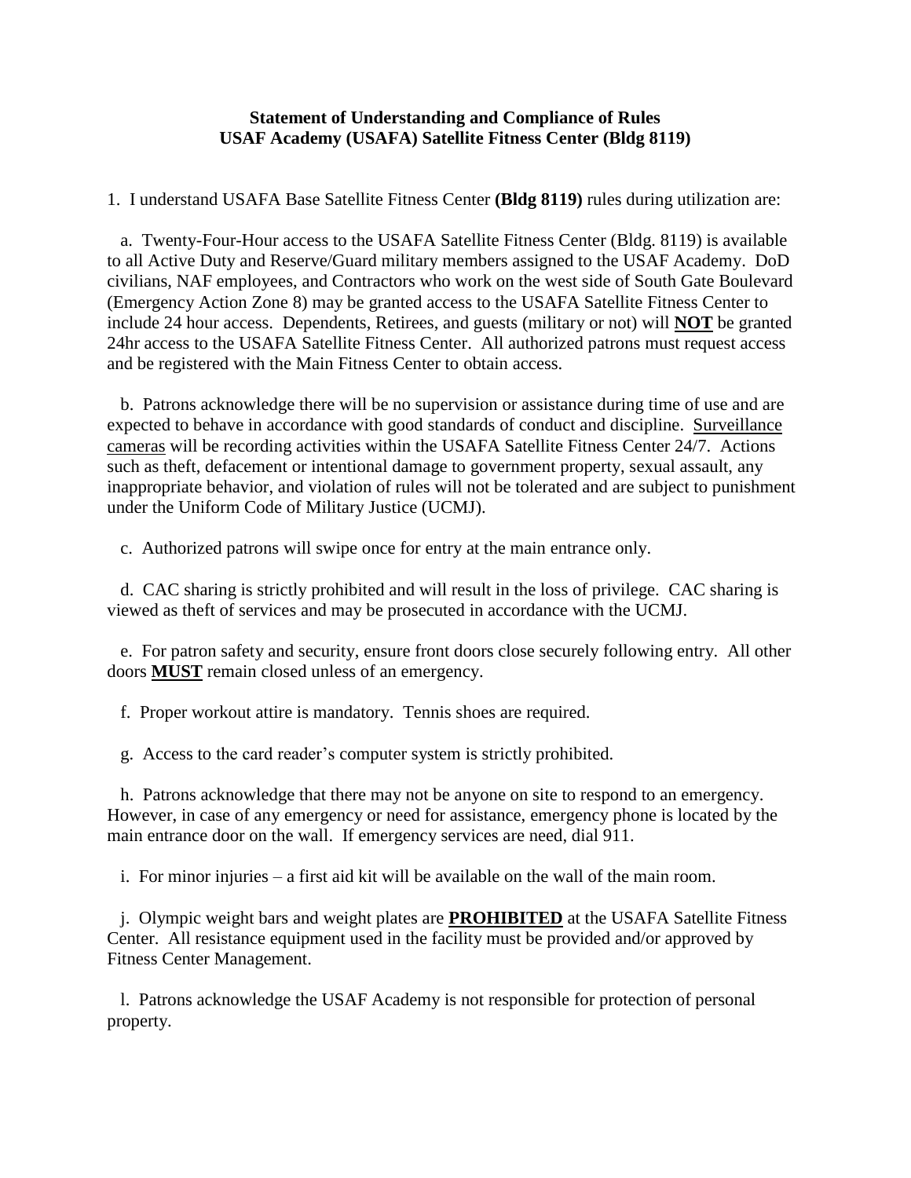**Statement of Understanding and Compliance of Rules**
**USAF Academy (USAFA) Satellite Fitness Center (Bldg 8119)**

1. I understand USAFA Base Satellite Fitness Center **(Bldg 8119)** rules during utilization are:

a. Twenty-Four-Hour access to the USAFA Satellite Fitness Center (Bldg. 8119) is available to all Active Duty and Reserve/Guard military members assigned to the USAF Academy. DoD civilians, NAF employees, and Contractors who work on the west side of South Gate Boulevard (Emergency Action Zone 8) may be granted access to the USAFA Satellite Fitness Center to include 24 hour access. Dependents, Retirees, and guests (military or not) will **NOT** be granted 24hr access to the USAFA Satellite Fitness Center. All authorized patrons must request access and be registered with the Main Fitness Center to obtain access.

b. Patrons acknowledge there will be no supervision or assistance during time of use and are expected to behave in accordance with good standards of conduct and discipline. Surveillance cameras will be recording activities within the USAFA Satellite Fitness Center 24/7. Actions such as theft, defacement or intentional damage to government property, sexual assault, any inappropriate behavior, and violation of rules will not be tolerated and are subject to punishment under the Uniform Code of Military Justice (UCMJ).

c. Authorized patrons will swipe once for entry at the main entrance only.

d. CAC sharing is strictly prohibited and will result in the loss of privilege. CAC sharing is viewed as theft of services and may be prosecuted in accordance with the UCMJ.

e. For patron safety and security, ensure front doors close securely following entry. All other doors **MUST** remain closed unless of an emergency.

f. Proper workout attire is mandatory. Tennis shoes are required.

g. Access to the card reader's computer system is strictly prohibited.

h. Patrons acknowledge that there may not be anyone on site to respond to an emergency. However, in case of any emergency or need for assistance, emergency phone is located by the main entrance door on the wall. If emergency services are need, dial 911.

i. For minor injuries – a first aid kit will be available on the wall of the main room.

j. Olympic weight bars and weight plates are **PROHIBITED** at the USAFA Satellite Fitness Center. All resistance equipment used in the facility must be provided and/or approved by Fitness Center Management.

l. Patrons acknowledge the USAF Academy is not responsible for protection of personal property.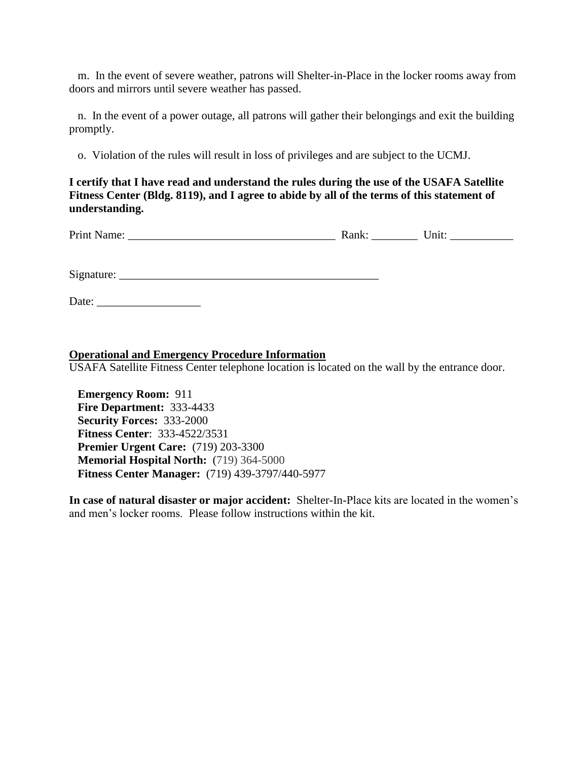m. In the event of severe weather, patrons will Shelter-in-Place in the locker rooms away from doors and mirrors until severe weather has passed.

n. In the event of a power outage, all patrons will gather their belongings and exit the building promptly.

o. Violation of the rules will result in loss of privileges and are subject to the UCMJ.

**I certify that I have read and understand the rules during the use of the USAFA Satellite Fitness Center (Bldg. 8119), and I agree to abide by all of the terms of this statement of understanding.**

Print Name: ____________________________________ Rank: ________ Unit: ___________

Signature: _____________________________________________

Date: __________________

**Operational and Emergency Procedure Information**

USAFA Satellite Fitness Center telephone location is located on the wall by the entrance door.

**Emergency Room:** 911
**Fire Department:** 333-4433
**Security Forces:** 333-2000
**Fitness Center**: 333-4522/3531
**Premier Urgent Care:** (719) 203-3300
**Memorial Hospital North:** (719) 364-5000
**Fitness Center Manager:** (719) 439-3797/440-5977

**In case of natural disaster or major accident:** Shelter-In-Place kits are located in the women's and men's locker rooms. Please follow instructions within the kit.